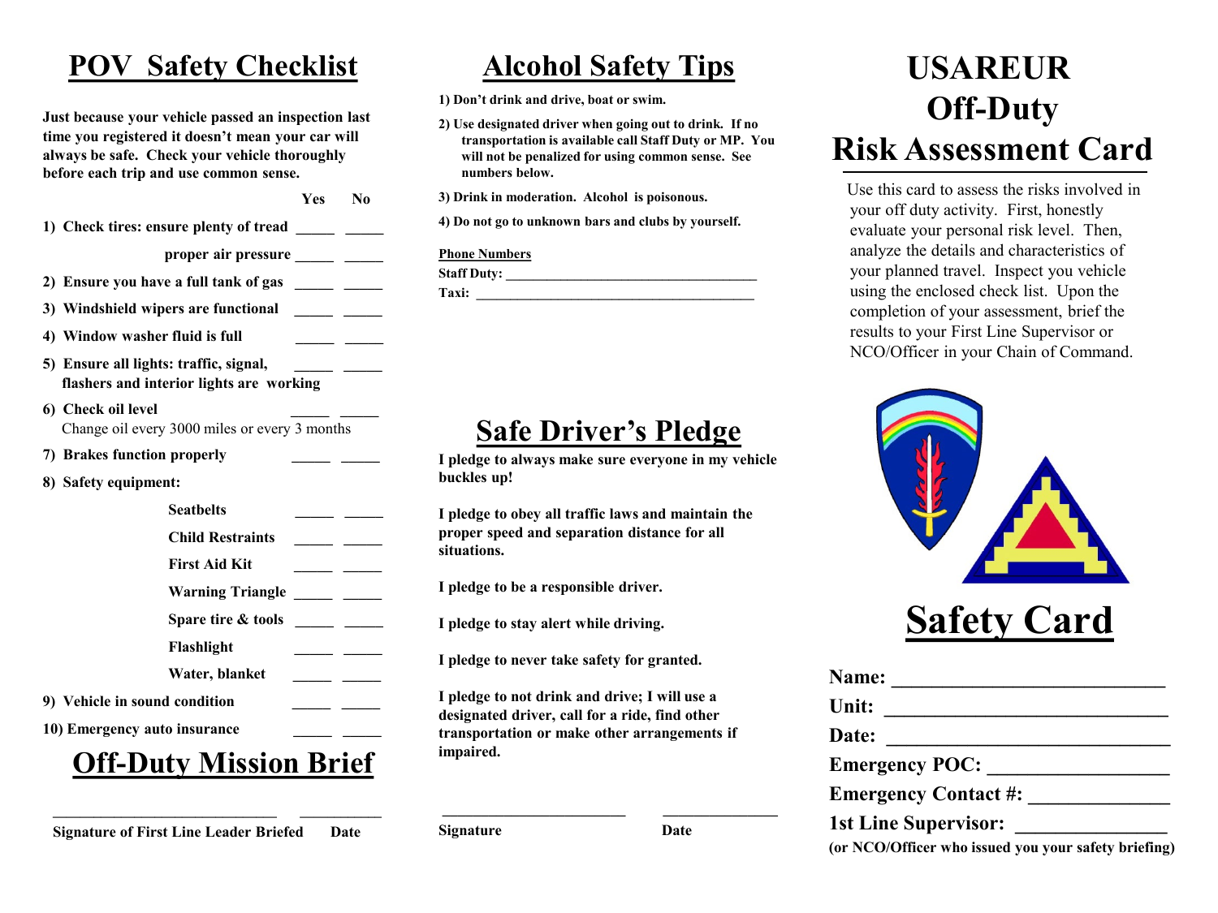# POV Safety Checklist

**Just because your vehicle passed an inspection last time you registered it doesn't mean your car will always be safe. Check your vehicle thoroughly before each trip and use common sense.**

| | Yes | No |
|---|---|---|
| 1) Check tires: ensure plenty of tread | _____ | _____ |
| proper air pressure | _____ | _____ |
| 2) Ensure you have a full tank of gas | _____ | _____ |
| 3) Windshield wipers are functional | _____ | _____ |
| 4) Window washer fluid is full | _____ | _____ |
| 5) Ensure all lights: traffic, signal, flashers and interior lights are working | _____ | _____ |
| 6) Check oil level<br>Change oil every 3000 miles or every 3 months | _____ | _____ |
| 7) Brakes function properly | _____ | _____ |
| 8) Safety equipment: | | |
| Seatbelts | _____ | _____ |
| Child Restraints | _____ | _____ |
| First Aid Kit | _____ | _____ |
| Warning Triangle | _____ | _____ |
| Spare tire & tools | _____ | _____ |
| Flashlight | _____ | _____ |
| Water, blanket | _____ | _____ |
| 9) Vehicle in sound condition | _____ | _____ |
| 10) Emergency auto insurance | _____ | _____ |

## Off-Duty Mission Brief

_____________________________ ___________

**Signature of First Line Leader Briefed Date**

# Alcohol Safety Tips

**1) Don't drink and drive, boat or swim.**

**2) Use designated driver when going out to drink. If no transportation is available call Staff Duty or MP. You will not be penalized for using common sense. See numbers below.**

**3) Drink in moderation. Alcohol is poisonous.**

**4) Do not go to unknown bars and clubs by yourself.**

**Phone Numbers**

**Staff Duty:** ______________________________________

**Taxi:** ________________________________________

# Safe Driver's Pledge

**I pledge to always make sure everyone in my vehicle buckles up!**

**I pledge to obey all traffic laws and maintain the proper speed and separation distance for all situations.**

**I pledge to be a responsible driver.**

**I pledge to stay alert while driving.**

**I pledge to never take safety for granted.**

**I pledge to not drink and drive; I will use a designated driver, call for a ride, find other transportation or make other arrangements if impaired.**

_______________________ _______________

**Signature Date**

# USAREUR Off-Duty Risk Assessment Card

Use this card to assess the risks involved in your off duty activity. First, honestly evaluate your personal risk level. Then, analyze the details and characteristics of your planned travel. Inspect you vehicle using the enclosed check list. Upon the completion of your assessment, brief the results to your First Line Supervisor or NCO/Officer in your Chain of Command.

# Safety Card

**Name:** ____________________________

**Unit:** ______________________________

**Date:** ______________________________

**Emergency POC:** __________________

**Emergency Contact #:** ______________

**1st Line Supervisor:** ________________

**(or NCO/Officer who issued you your safety briefing)**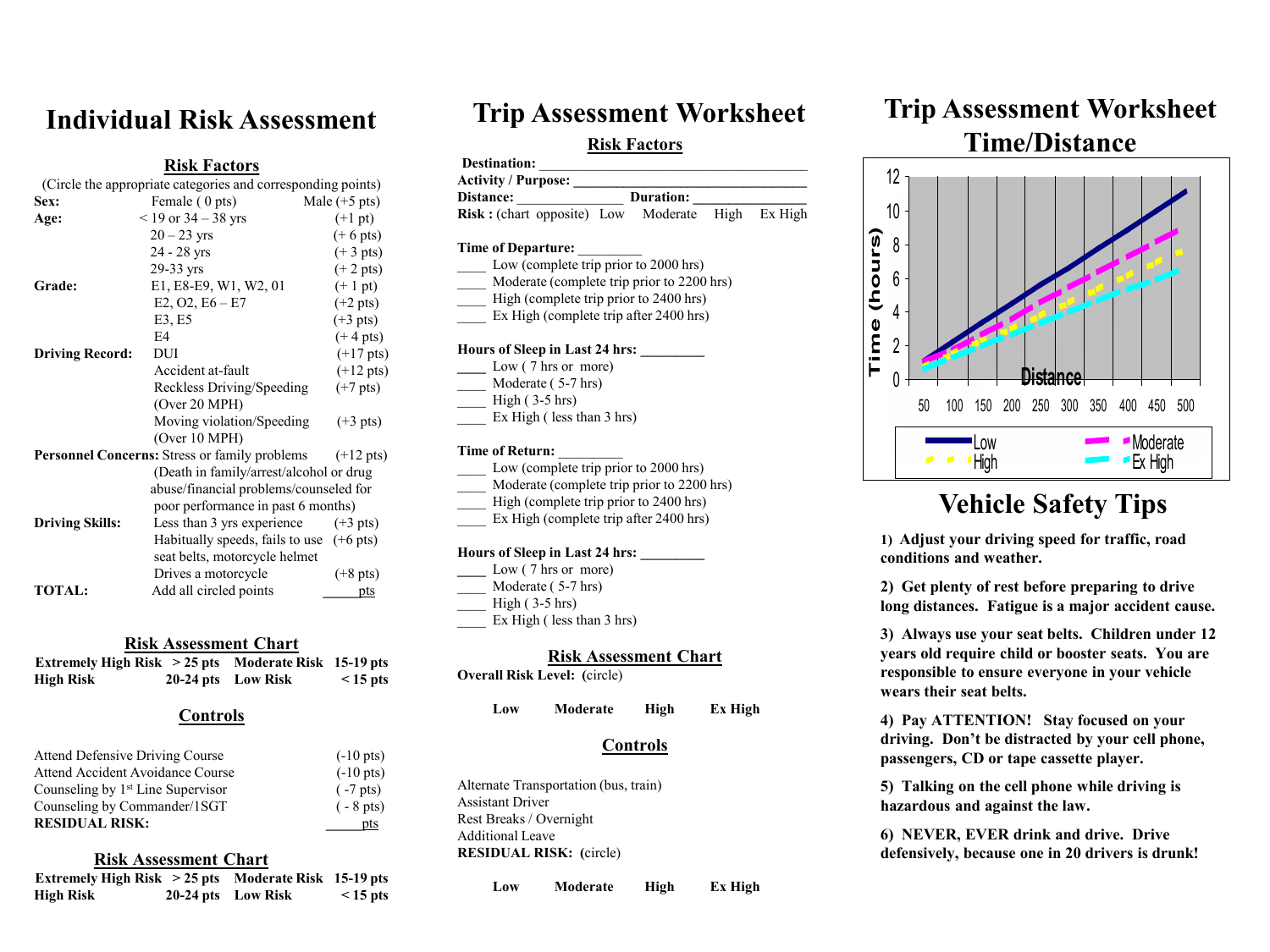# Individual Risk Assessment

## Risk Factors

(Circle the appropriate categories and corresponding points)

| | | |
|---|---|---|
| **Sex:** | Female ( 0 pts) | Male (+5 pts) |
| **Age:** | < 19 or 34 – 38 yrs | (+1 pt) |
| | 20 – 23 yrs | (+ 6 pts) |
| | 24 - 28 yrs | (+ 3 pts) |
| | 29-33 yrs | (+ 2 pts) |
| **Grade:** | E1, E8-E9, W1, W2, 01 | (+ 1 pt) |
| | E2, O2, E6 – E7 | (+2 pts) |
| | E3, E5 | (+3 pts) |
| | E4 | (+ 4 pts) |
| **Driving Record:** | DUI | (+17 pts) |
| | Accident at-fault | (+12 pts) |
| | Reckless Driving/Speeding (Over 20 MPH) | (+7 pts) |
| | Moving violation/Speeding (Over 10 MPH) | (+3 pts) |
| **Personnel Concerns:** | Stress or family problems (Death in family/arrest/alcohol or drug abuse/financial problems/counseled for poor performance in past 6 months) | (+12 pts) |
| **Driving Skills:** | Less than 3 yrs experience | (+3 pts) |
| | Habitually speeds, fails to use seat belts, motorcycle helmet | (+6 pts) |
| | Drives a motorcycle | (+8 pts) |
| **TOTAL:** | Add all circled points | _____pts |

## Risk Assessment Chart

| | | | |
|---|---|---|---|
| **Extremely High Risk** | **> 25 pts** | **Moderate Risk** | **15-19 pts** |
| **High Risk** | **20-24 pts** | **Low Risk** | **< 15 pts** |

## Controls

| | |
|---|---|
| Attend Defensive Driving Course | (-10 pts) |
| Attend Accident Avoidance Course | (-10 pts) |
| Counseling by 1st Line Supervisor | ( -7 pts) |
| Counseling by Commander/1SGT | ( - 8 pts) |
| **RESIDUAL RISK:** | _____pts |

## Risk Assessment Chart

| | | | |
|---|---|---|---|
| **Extremely High Risk** | **> 25 pts** | **Moderate Risk** | **15-19 pts** |
| **High Risk** | **20-24 pts** | **Low Risk** | **< 15 pts** |

# Trip Assessment Worksheet

## Risk Factors

**Destination:** ______________________________________

**Activity / Purpose:** ________________________________

**Distance:** ______________ **Duration:** _______________

**Risk :** (chart opposite) Low Moderate High Ex High

**Time of Departure:** _________

____ Low (complete trip prior to 2000 hrs)
____ Moderate (complete trip prior to 2200 hrs)
____ High (complete trip prior to 2400 hrs)
____ Ex High (complete trip after 2400 hrs)

**Hours of Sleep in Last 24 hrs:** _________

____ Low ( 7 hrs or more)
____ Moderate ( 5-7 hrs)
____ High ( 3-5 hrs)
____ Ex High ( less than 3 hrs)

**Time of Return:** _________

____ Low (complete trip prior to 2000 hrs)
____ Moderate (complete trip prior to 2200 hrs)
____ High (complete trip prior to 2400 hrs)
____ Ex High (complete trip after 2400 hrs)

**Hours of Sleep in Last 24 hrs:** _________

____ Low ( 7 hrs or more)
____ Moderate ( 5-7 hrs)
____ High ( 3-5 hrs)
____ Ex High ( less than 3 hrs)

## Risk Assessment Chart

**Overall Risk Level:** (circle)

**Low** **Moderate** **High** **Ex High**

## Controls

Alternate Transportation (bus, train)
Assistant Driver
Rest Breaks / Overnight
Additional Leave
**RESIDUAL RISK:** (circle)

**Low** **Moderate** **High** **Ex High**

# Trip Assessment Worksheet Time/Distance

Time (hours)
12
10
8
6
4
2
0
Distance
50 100 150 200 250 300 350 400 450 500

Low
Moderate
High
Ex High

# Vehicle Safety Tips

**1) Adjust your driving speed for traffic, road conditions and weather.**

**2) Get plenty of rest before preparing to drive long distances. Fatigue is a major accident cause.**

**3) Always use your seat belts. Children under 12 years old require child or booster seats. You are responsible to ensure everyone in your vehicle wears their seat belts.**

**4) Pay ATTENTION! Stay focused on your driving. Don't be distracted by your cell phone, passengers, CD or tape cassette player.**

**5) Talking on the cell phone while driving is hazardous and against the law.**

**6) NEVER, EVER drink and drive. Drive defensively, because one in 20 drivers is drunk!**